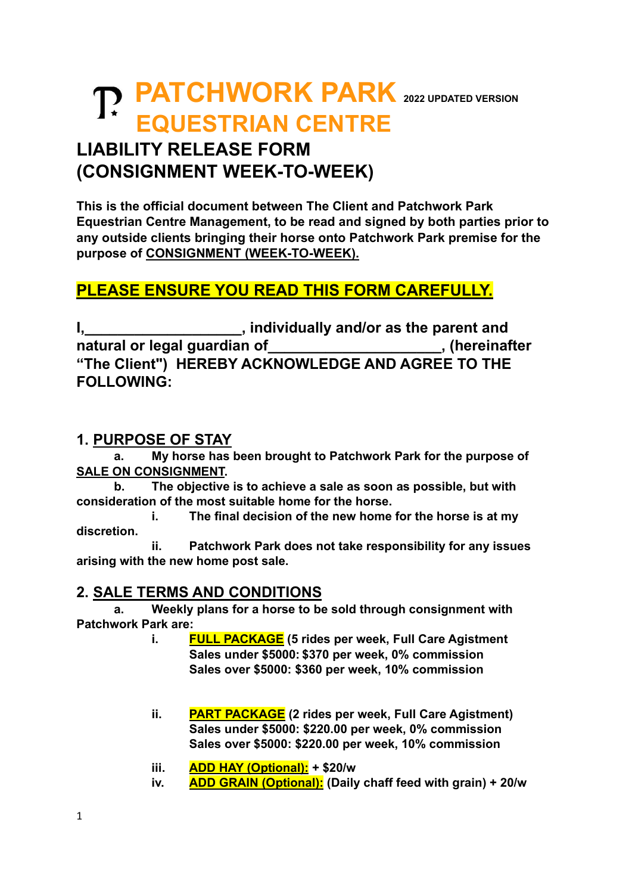# PATCHWORK PARK EQUESTRIAN CENTRE 2022 UPDATED VERSION

## LIABILITY RELEASE FORM (CONSIGNMENT WEEK-TO-WEEK)

**This is the official document between The Client and Patchwork Park Equestrian Centre Management, to be read and signed by both parties prior to any outside clients bringing their horse onto Patchwork Park premise for the purpose of CONSIGNMENT (WEEK-TO-WEEK).**

**PLEASE ENSURE YOU READ THIS FORM CAREFULLY.**

**I,___________________, individually and/or as the parent and natural or legal guardian of_____________________, (hereinafter "The Client") HEREBY ACKNOWLEDGE AND AGREE TO THE FOLLOWING:**

### 1. PURPOSE OF STAY

**a. My horse has been brought to Patchwork Park for the purpose of SALE ON CONSIGNMENT.**

**b. The objective is to achieve a sale as soon as possible, but with consideration of the most suitable home for the horse.**

**i. The final decision of the new home for the horse is at my discretion.**

**ii. Patchwork Park does not take responsibility for any issues arising with the new home post sale.**

### 2. SALE TERMS AND CONDITIONS

**a. Weekly plans for a horse to be sold through consignment with Patchwork Park are:**

**i. FULL PACKAGE (5 rides per week, Full Care Agistment**
**Sales under $5000: $370 per week, 0% commission**
**Sales over $5000: $360 per week, 10% commission**

**ii. PART PACKAGE (2 rides per week, Full Care Agistment)**
**Sales under $5000: $220.00 per week, 0% commission**
**Sales over $5000: $220.00 per week, 10% commission**

**iii. ADD HAY (Optional): + $20/w**

**iv. ADD GRAIN (Optional): (Daily chaff feed with grain) + 20/w**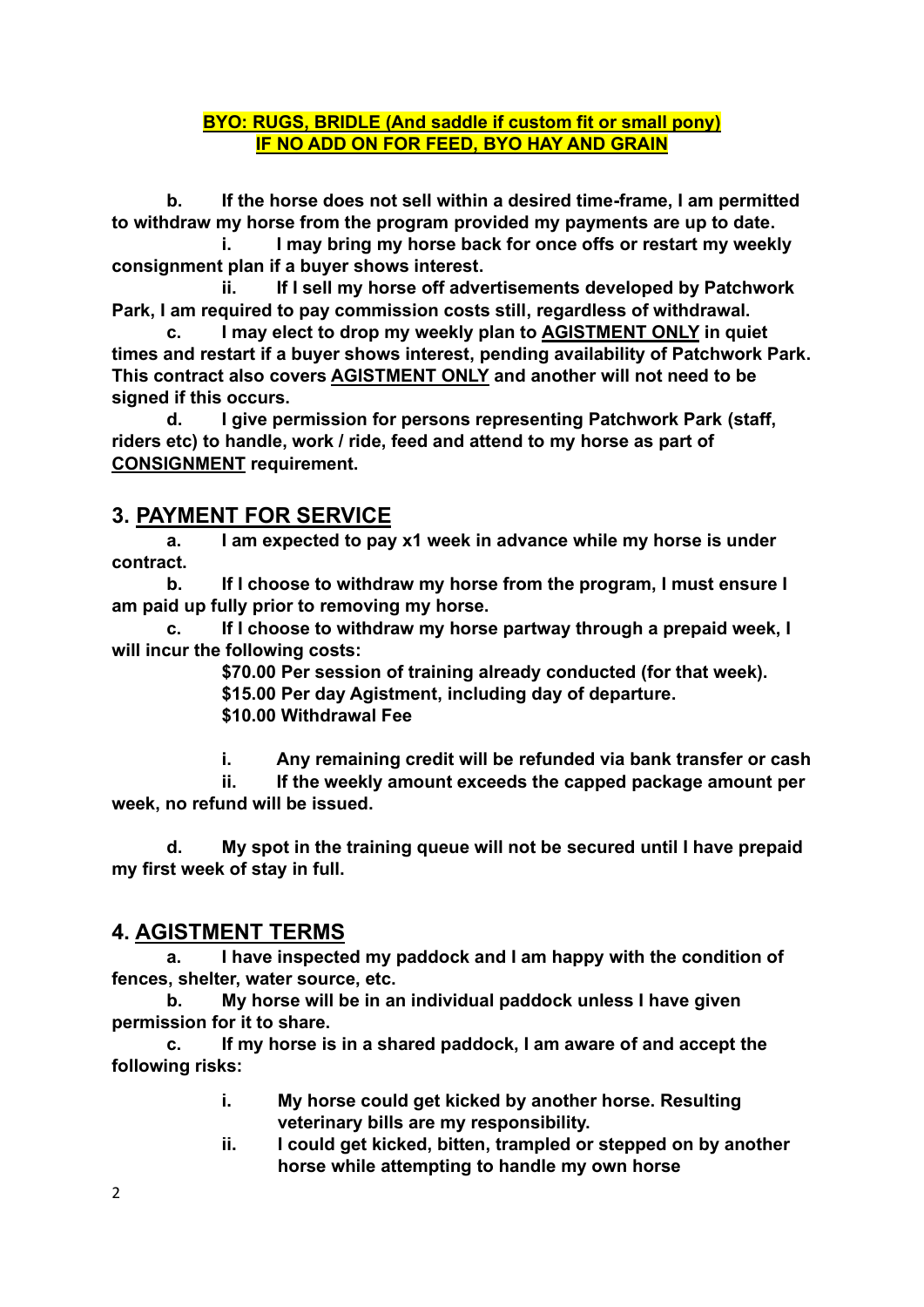**<u>BYO: RUGS, BRIDLE (And saddle if custom fit or small pony)</u>**
**<u>IF NO ADD ON FOR FEED, BYO HAY AND GRAIN</u>**

**b. If the horse does not sell within a desired time-frame, I am permitted to withdraw my horse from the program provided my payments are up to date.**

**i. I may bring my horse back for once offs or restart my weekly consignment plan if a buyer shows interest.**

**ii. If I sell my horse off advertisements developed by Patchwork Park, I am required to pay commission costs still, regardless of withdrawal.**

**c. I may elect to drop my weekly plan to <u>AGISTMENT ONLY</u> in quiet times and restart if a buyer shows interest, pending availability of Patchwork Park. This contract also covers <u>AGISTMENT ONLY</u> and another will not need to be signed if this occurs.**

**d. I give permission for persons representing Patchwork Park (staff, riders etc) to handle, work / ride, feed and attend to my horse as part of <u>CONSIGNMENT</u> requirement.**

## 3. <u>PAYMENT FOR SERVICE</u>

**a. I am expected to pay x1 week in advance while my horse is under contract.**

**b. If I choose to withdraw my horse from the program, I must ensure I am paid up fully prior to removing my horse.**

**c. If I choose to withdraw my horse partway through a prepaid week, I will incur the following costs:**

**$70.00 Per session of training already conducted (for that week).**
**$15.00 Per day Agistment, including day of departure.**
**$10.00 Withdrawal Fee**

**i. Any remaining credit will be refunded via bank transfer or cash**

**ii. If the weekly amount exceeds the capped package amount per week, no refund will be issued.**

**d. My spot in the training queue will not be secured until I have prepaid my first week of stay in full.**

## 4. <u>AGISTMENT TERMS</u>

**a. I have inspected my paddock and I am happy with the condition of fences, shelter, water source, etc.**

**b. My horse will be in an individual paddock unless I have given permission for it to share.**

**c. If my horse is in a shared paddock, I am aware of and accept the following risks:**

**i. My horse could get kicked by another horse. Resulting veterinary bills are my responsibility.**

**ii. I could get kicked, bitten, trampled or stepped on by another horse while attempting to handle my own horse**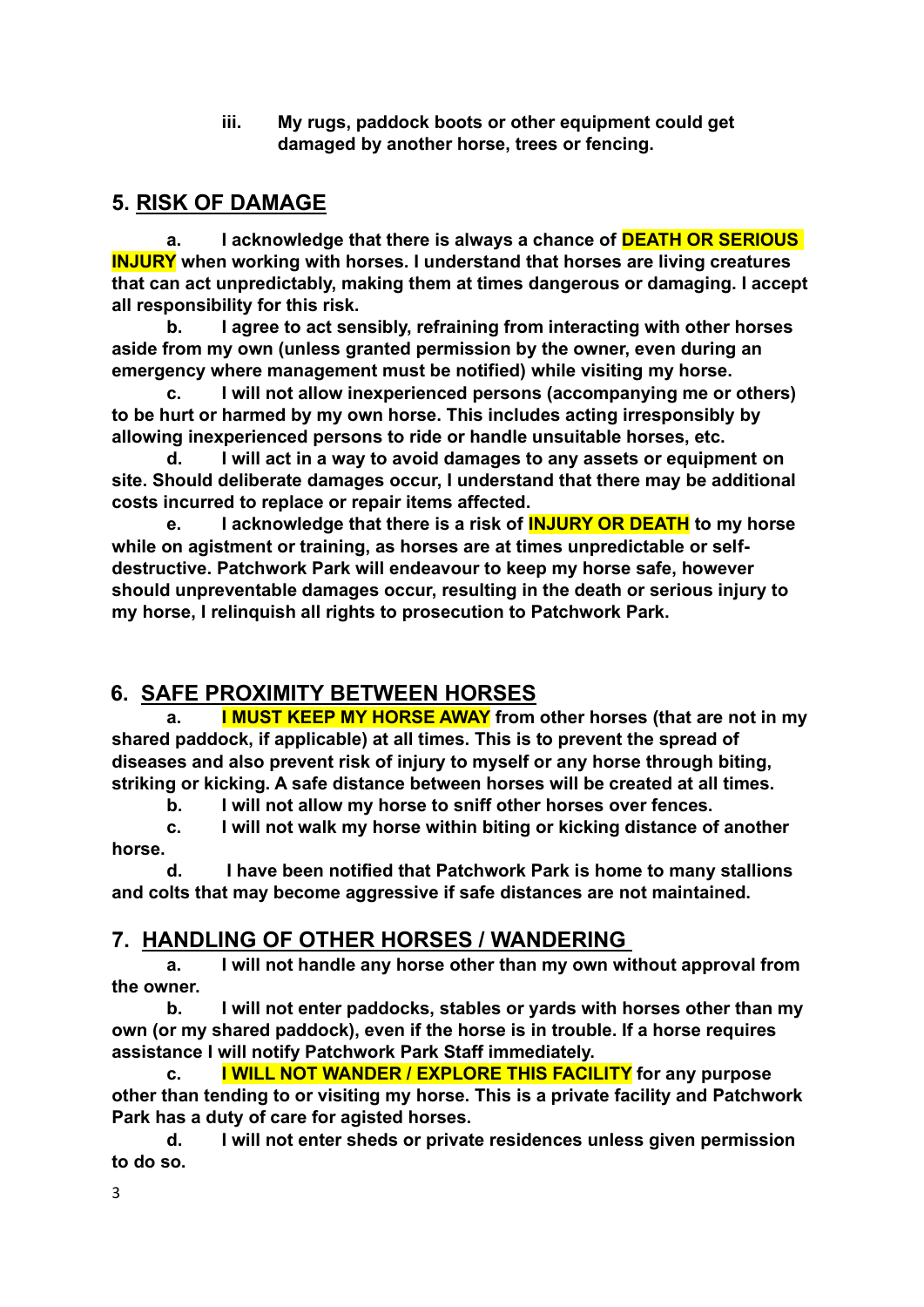iii. **My rugs, paddock boots or other equipment could get damaged by another horse, trees or fencing.**

## 5. RISK OF DAMAGE

**a. I acknowledge that there is always a chance of DEATH OR SERIOUS INJURY when working with horses. I understand that horses are living creatures that can act unpredictably, making them at times dangerous or damaging. I accept all responsibility for this risk.**

**b. I agree to act sensibly, refraining from interacting with other horses aside from my own (unless granted permission by the owner, even during an emergency where management must be notified) while visiting my horse.**

**c. I will not allow inexperienced persons (accompanying me or others) to be hurt or harmed by my own horse. This includes acting irresponsibly by allowing inexperienced persons to ride or handle unsuitable horses, etc.**

**d. I will act in a way to avoid damages to any assets or equipment on site. Should deliberate damages occur, I understand that there may be additional costs incurred to replace or repair items affected.**

**e. I acknowledge that there is a risk of INJURY OR DEATH to my horse while on agistment or training, as horses are at times unpredictable or self-destructive. Patchwork Park will endeavour to keep my horse safe, however should unpreventable damages occur, resulting in the death or serious injury to my horse, I relinquish all rights to prosecution to Patchwork Park.**

## 6. SAFE PROXIMITY BETWEEN HORSES

**a. I MUST KEEP MY HORSE AWAY from other horses (that are not in my shared paddock, if applicable) at all times. This is to prevent the spread of diseases and also prevent risk of injury to myself or any horse through biting, striking or kicking. A safe distance between horses will be created at all times.**

**b. I will not allow my horse to sniff other horses over fences.**

**c. I will not walk my horse within biting or kicking distance of another horse.**

**d. I have been notified that Patchwork Park is home to many stallions and colts that may become aggressive if safe distances are not maintained.**

## 7. HANDLING OF OTHER HORSES / WANDERING

**a. I will not handle any horse other than my own without approval from the owner.**

**b. I will not enter paddocks, stables or yards with horses other than my own (or my shared paddock), even if the horse is in trouble. If a horse requires assistance I will notify Patchwork Park Staff immediately.**

**c. I WILL NOT WANDER / EXPLORE THIS FACILITY for any purpose other than tending to or visiting my horse. This is a private facility and Patchwork Park has a duty of care for agisted horses.**

**d. I will not enter sheds or private residences unless given permission to do so.**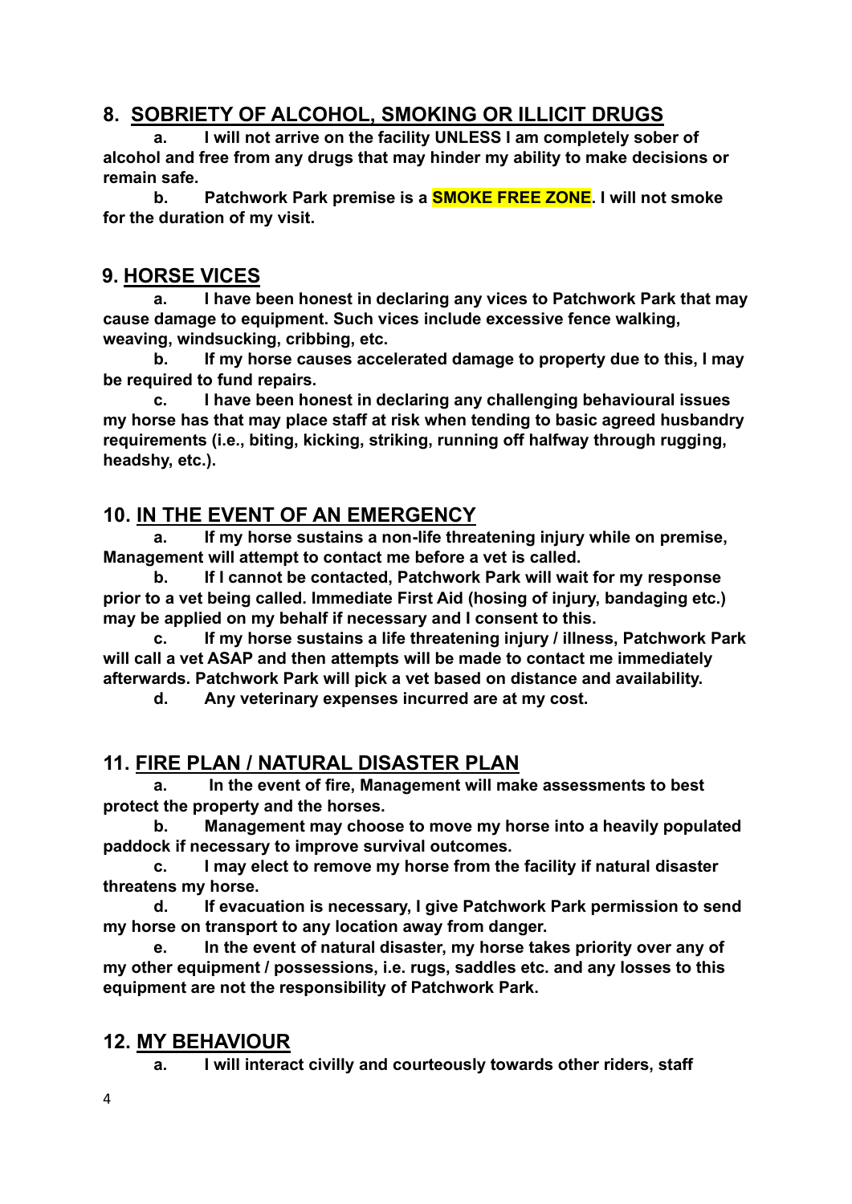## 8. <u>SOBRIETY OF ALCOHOL, SMOKING OR ILLICIT DRUGS</u>

**a. I will not arrive on the facility UNLESS I am completely sober of alcohol and free from any drugs that may hinder my ability to make decisions or remain safe.**

**b. Patchwork Park premise is a SMOKE FREE ZONE. I will not smoke for the duration of my visit.**

## 9. <u>HORSE VICES</u>

**a. I have been honest in declaring any vices to Patchwork Park that may cause damage to equipment. Such vices include excessive fence walking, weaving, windsucking, cribbing, etc.**

**b. If my horse causes accelerated damage to property due to this, I may be required to fund repairs.**

**c. I have been honest in declaring any challenging behavioural issues my horse has that may place staff at risk when tending to basic agreed husbandry requirements (i.e., biting, kicking, striking, running off halfway through rugging, headshy, etc.).**

## 10. <u>IN THE EVENT OF AN EMERGENCY</u>

**a. If my horse sustains a non-life threatening injury while on premise, Management will attempt to contact me before a vet is called.**

**b. If I cannot be contacted, Patchwork Park will wait for my response prior to a vet being called. Immediate First Aid (hosing of injury, bandaging etc.) may be applied on my behalf if necessary and I consent to this.**

**c. If my horse sustains a life threatening injury / illness, Patchwork Park will call a vet ASAP and then attempts will be made to contact me immediately afterwards. Patchwork Park will pick a vet based on distance and availability.**

**d. Any veterinary expenses incurred are at my cost.**

## 11. <u>FIRE PLAN / NATURAL DISASTER PLAN</u>

**a. In the event of fire, Management will make assessments to best protect the property and the horses.**

**b. Management may choose to move my horse into a heavily populated paddock if necessary to improve survival outcomes.**

**c. I may elect to remove my horse from the facility if natural disaster threatens my horse.**

**d. If evacuation is necessary, I give Patchwork Park permission to send my horse on transport to any location away from danger.**

**e. In the event of natural disaster, my horse takes priority over any of my other equipment / possessions, i.e. rugs, saddles etc. and any losses to this equipment are not the responsibility of Patchwork Park.**

## 12. <u>MY BEHAVIOUR</u>

**a. I will interact civilly and courteously towards other riders, staff**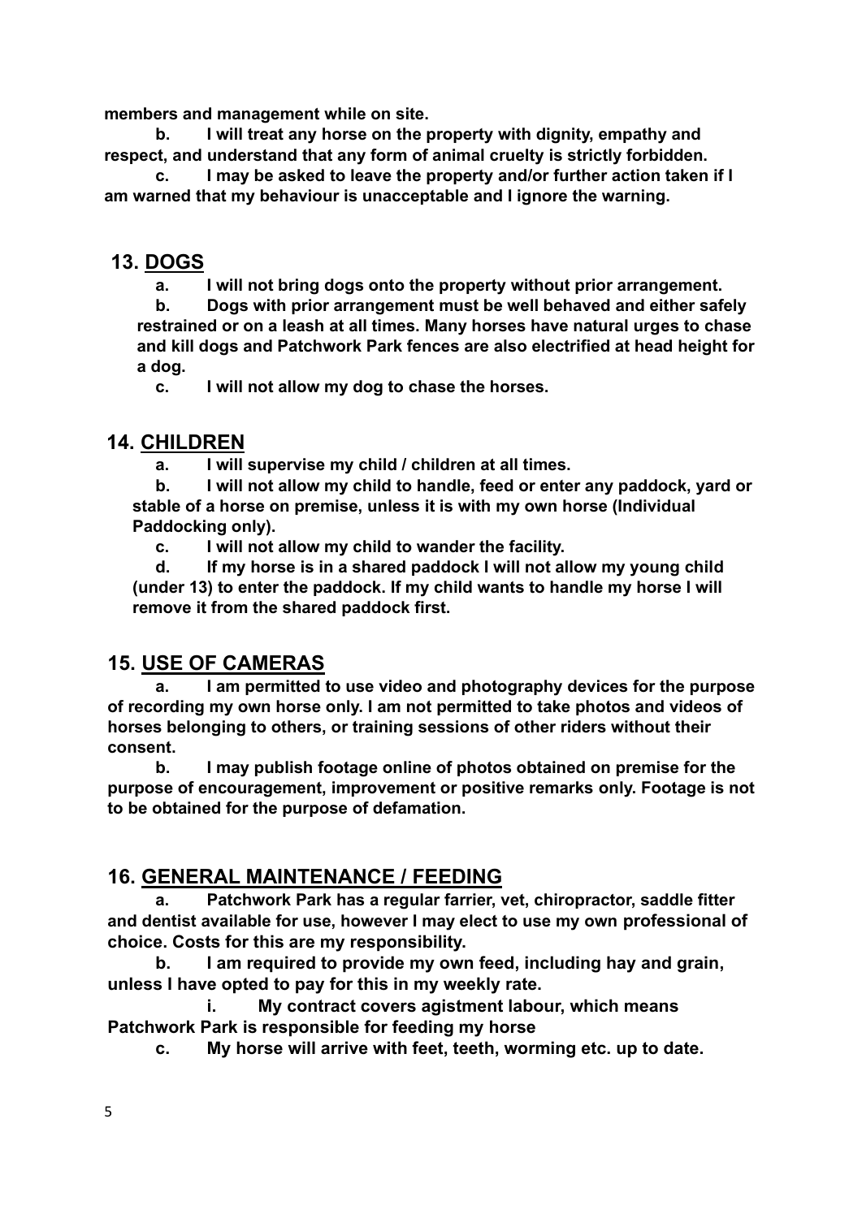**members and management while on site.**

**b. I will treat any horse on the property with dignity, empathy and respect, and understand that any form of animal cruelty is strictly forbidden.**

**c. I may be asked to leave the property and/or further action taken if I am warned that my behaviour is unacceptable and I ignore the warning.**

## 13. DOGS

**a. I will not bring dogs onto the property without prior arrangement.**

**b. Dogs with prior arrangement must be well behaved and either safely restrained or on a leash at all times. Many horses have natural urges to chase and kill dogs and Patchwork Park fences are also electrified at head height for a dog.**

**c. I will not allow my dog to chase the horses.**

## 14. CHILDREN

**a. I will supervise my child / children at all times.**

**b. I will not allow my child to handle, feed or enter any paddock, yard or stable of a horse on premise, unless it is with my own horse (Individual Paddocking only).**

**c. I will not allow my child to wander the facility.**

**d. If my horse is in a shared paddock I will not allow my young child (under 13) to enter the paddock. If my child wants to handle my horse I will remove it from the shared paddock first.**

## 15. USE OF CAMERAS

**a. I am permitted to use video and photography devices for the purpose of recording my own horse only. I am not permitted to take photos and videos of horses belonging to others, or training sessions of other riders without their consent.**

**b. I may publish footage online of photos obtained on premise for the purpose of encouragement, improvement or positive remarks only. Footage is not to be obtained for the purpose of defamation.**

## 16. GENERAL MAINTENANCE / FEEDING

**a. Patchwork Park has a regular farrier, vet, chiropractor, saddle fitter and dentist available for use, however I may elect to use my own professional of choice. Costs for this are my responsibility.**

**b. I am required to provide my own feed, including hay and grain, unless I have opted to pay for this in my weekly rate.**

**i. My contract covers agistment labour, which means Patchwork Park is responsible for feeding my horse**

**c. My horse will arrive with feet, teeth, worming etc. up to date.**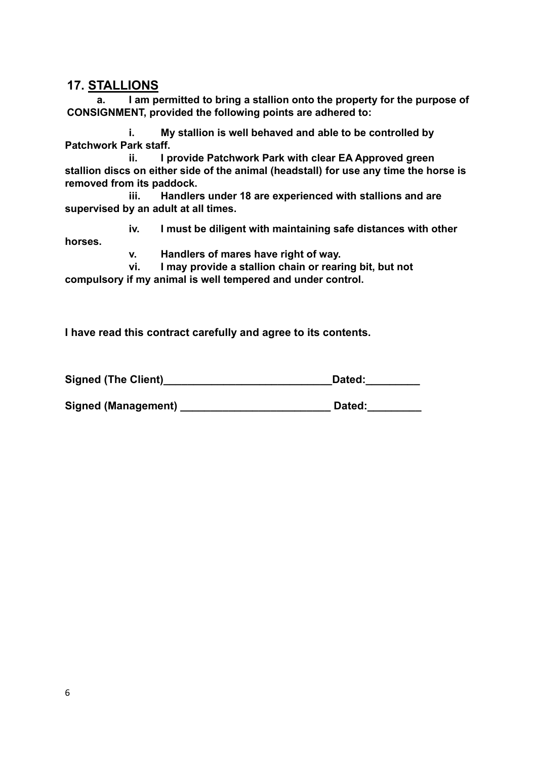## 17. <u>STALLIONS</u>

**a. I am permitted to bring a stallion onto the property for the purpose of CONSIGNMENT, provided the following points are adhered to:**

**i. My stallion is well behaved and able to be controlled by Patchwork Park staff.**

**ii. I provide Patchwork Park with clear EA Approved green stallion discs on either side of the animal (headstall) for use any time the horse is removed from its paddock.**

**iii. Handlers under 18 are experienced with stallions and are supervised by an adult at all times.**

**iv. I must be diligent with maintaining safe distances with other horses.**

**v. Handlers of mares have right of way.**

**vi. I may provide a stallion chain or rearing bit, but not compulsory if my animal is well tempered and under control.**

**I have read this contract carefully and agree to its contents.**

**Signed (The Client)____________________________Dated:_________**

**Signed (Management) _________________________ Dated:_________**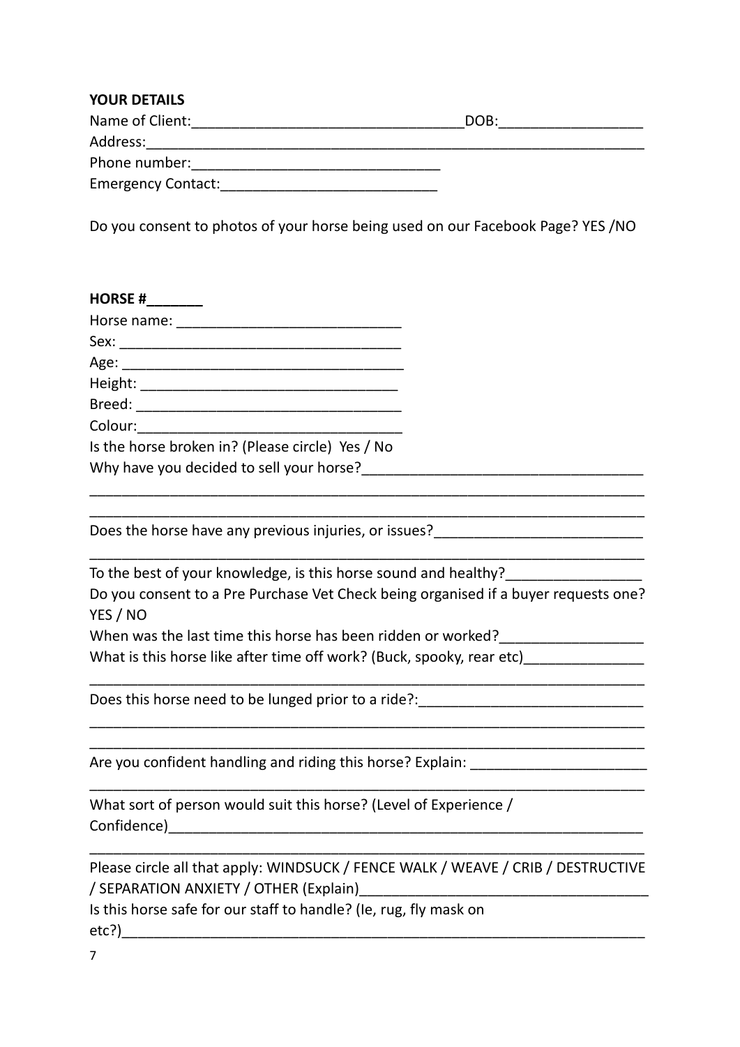**YOUR DETAILS**

Name of Client:\_\_\_\_\_\_\_\_\_\_\_\_\_\_\_\_\_\_\_\_\_\_\_\_\_\_\_\_\_\_\_\_\_\_DOB:\_\_\_\_\_\_\_\_\_\_\_\_\_\_\_\_\_\_

Address:\_\_\_\_\_\_\_\_\_\_\_\_\_\_\_\_\_\_\_\_\_\_\_\_\_\_\_\_\_\_\_\_\_\_\_\_\_\_\_\_\_\_\_\_\_\_\_\_\_\_\_\_\_\_\_\_\_\_\_\_\_\_\_

Phone number:\_\_\_\_\_\_\_\_\_\_\_\_\_\_\_\_\_\_\_\_\_\_\_\_\_\_\_\_\_\_\_

Emergency Contact:\_\_\_\_\_\_\_\_\_\_\_\_\_\_\_\_\_\_\_\_\_\_\_\_\_\_\_

Do you consent to photos of your horse being used on our Facebook Page? YES /NO

**HORSE #\_\_\_\_\_\_\_**

Horse name: \_\_\_\_\_\_\_\_\_\_\_\_\_\_\_\_\_\_\_\_\_\_\_\_\_\_\_\_

Sex: \_\_\_\_\_\_\_\_\_\_\_\_\_\_\_\_\_\_\_\_\_\_\_\_\_\_\_\_\_\_\_\_\_\_\_

Age: \_\_\_\_\_\_\_\_\_\_\_\_\_\_\_\_\_\_\_\_\_\_\_\_\_\_\_\_\_\_\_\_\_\_\_

Height: \_\_\_\_\_\_\_\_\_\_\_\_\_\_\_\_\_\_\_\_\_\_\_\_\_\_\_\_\_\_\_\_

Breed: \_\_\_\_\_\_\_\_\_\_\_\_\_\_\_\_\_\_\_\_\_\_\_\_\_\_\_\_\_\_\_\_\_\_

Colour:\_\_\_\_\_\_\_\_\_\_\_\_\_\_\_\_\_\_\_\_\_\_\_\_\_\_\_\_\_\_\_\_\_\_

Is the horse broken in? (Please circle) Yes / No

Why have you decided to sell your horse?\_\_\_\_\_\_\_\_\_\_\_\_\_\_\_\_\_\_\_\_\_\_\_\_\_\_\_\_\_\_\_\_\_\_\_
\_\_\_\_\_\_\_\_\_\_\_\_\_\_\_\_\_\_\_\_\_\_\_\_\_\_\_\_\_\_\_\_\_\_\_\_\_\_\_\_\_\_\_\_\_\_\_\_\_\_\_\_\_\_\_\_\_\_\_\_\_\_\_\_\_\_\_\_\_\_\_
\_\_\_\_\_\_\_\_\_\_\_\_\_\_\_\_\_\_\_\_\_\_\_\_\_\_\_\_\_\_\_\_\_\_\_\_\_\_\_\_\_\_\_\_\_\_\_\_\_\_\_\_\_\_\_\_\_\_\_\_\_\_\_\_\_\_\_\_\_\_\_

Does the horse have any previous injuries, or issues?\_\_\_\_\_\_\_\_\_\_\_\_\_\_\_\_\_\_\_\_\_\_\_\_\_\_
\_\_\_\_\_\_\_\_\_\_\_\_\_\_\_\_\_\_\_\_\_\_\_\_\_\_\_\_\_\_\_\_\_\_\_\_\_\_\_\_\_\_\_\_\_\_\_\_\_\_\_\_\_\_\_\_\_\_\_\_\_\_\_\_\_\_\_\_\_\_\_

To the best of your knowledge, is this horse sound and healthy?\_\_\_\_\_\_\_\_\_\_\_\_\_\_\_\_\_

Do you consent to a Pre Purchase Vet Check being organised if a buyer requests one? YES / NO

When was the last time this horse has been ridden or worked?\_\_\_\_\_\_\_\_\_\_\_\_\_\_\_\_\_\_

What is this horse like after time off work? (Buck, spooky, rear etc)\_\_\_\_\_\_\_\_\_\_\_\_\_\_\_
\_\_\_\_\_\_\_\_\_\_\_\_\_\_\_\_\_\_\_\_\_\_\_\_\_\_\_\_\_\_\_\_\_\_\_\_\_\_\_\_\_\_\_\_\_\_\_\_\_\_\_\_\_\_\_\_\_\_\_\_\_\_\_\_\_\_\_\_\_\_\_

Does this horse need to be lunged prior to a ride?:\_\_\_\_\_\_\_\_\_\_\_\_\_\_\_\_\_\_\_\_\_\_\_\_\_\_\_\_
\_\_\_\_\_\_\_\_\_\_\_\_\_\_\_\_\_\_\_\_\_\_\_\_\_\_\_\_\_\_\_\_\_\_\_\_\_\_\_\_\_\_\_\_\_\_\_\_\_\_\_\_\_\_\_\_\_\_\_\_\_\_\_\_\_\_\_\_\_\_\_
\_\_\_\_\_\_\_\_\_\_\_\_\_\_\_\_\_\_\_\_\_\_\_\_\_\_\_\_\_\_\_\_\_\_\_\_\_\_\_\_\_\_\_\_\_\_\_\_\_\_\_\_\_\_\_\_\_\_\_\_\_\_\_\_\_\_\_\_\_\_\_

Are you confident handling and riding this horse? Explain: \_\_\_\_\_\_\_\_\_\_\_\_\_\_\_\_\_\_\_\_\_\_
\_\_\_\_\_\_\_\_\_\_\_\_\_\_\_\_\_\_\_\_\_\_\_\_\_\_\_\_\_\_\_\_\_\_\_\_\_\_\_\_\_\_\_\_\_\_\_\_\_\_\_\_\_\_\_\_\_\_\_\_\_\_\_\_\_\_\_\_\_\_\_

What sort of person would suit this horse? (Level of Experience / Confidence)\_\_\_\_\_\_\_\_\_\_\_\_\_\_\_\_\_\_\_\_\_\_\_\_\_\_\_\_\_\_\_\_\_\_\_\_\_\_\_\_\_\_\_\_\_\_\_\_\_\_\_\_\_\_\_\_\_\_\_\_
\_\_\_\_\_\_\_\_\_\_\_\_\_\_\_\_\_\_\_\_\_\_\_\_\_\_\_\_\_\_\_\_\_\_\_\_\_\_\_\_\_\_\_\_\_\_\_\_\_\_\_\_\_\_\_\_\_\_\_\_\_\_\_\_\_\_\_\_\_\_\_

Please circle all that apply: WINDSUCK / FENCE WALK / WEAVE / CRIB / DESTRUCTIVE / SEPARATION ANXIETY / OTHER (Explain)\_\_\_\_\_\_\_\_\_\_\_\_\_\_\_\_\_\_\_\_\_\_\_\_\_\_\_\_\_\_\_\_\_\_\_\_\_

Is this horse safe for our staff to handle? (Ie, rug, fly mask on etc?)\_\_\_\_\_\_\_\_\_\_\_\_\_\_\_\_\_\_\_\_\_\_\_\_\_\_\_\_\_\_\_\_\_\_\_\_\_\_\_\_\_\_\_\_\_\_\_\_\_\_\_\_\_\_\_\_\_\_\_\_\_\_\_\_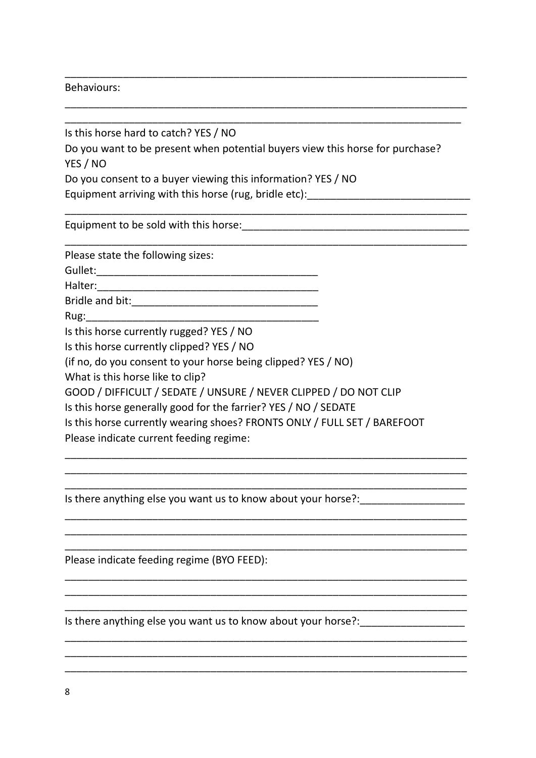\_\_\_\_\_\_\_\_\_\_\_\_\_\_\_\_\_\_\_\_\_\_\_\_\_\_\_\_\_\_\_\_\_\_\_\_\_\_\_\_\_\_\_\_\_\_\_\_\_\_\_\_\_\_\_\_\_\_\_\_\_\_\_\_\_\_

Behaviours:

\_\_\_\_\_\_\_\_\_\_\_\_\_\_\_\_\_\_\_\_\_\_\_\_\_\_\_\_\_\_\_\_\_\_\_\_\_\_\_\_\_\_\_\_\_\_\_\_\_\_\_\_\_\_\_\_\_\_\_\_\_\_\_\_\_\_

\_\_\_\_\_\_\_\_\_\_\_\_\_\_\_\_\_\_\_\_\_\_\_\_\_\_\_\_\_\_\_\_\_\_\_\_\_\_\_\_\_\_\_\_\_\_\_\_\_\_\_\_\_\_\_\_\_\_\_\_\_\_\_\_\_\_

Is this horse hard to catch? YES / NO

Do you want to be present when potential buyers view this horse for purchase? YES / NO

Do you consent to a buyer viewing this information? YES / NO

Equipment arriving with this horse (rug, bridle etc):\_\_\_\_\_\_\_\_\_\_\_\_\_\_\_\_\_\_\_\_\_\_\_\_\_\_\_\_

\_\_\_\_\_\_\_\_\_\_\_\_\_\_\_\_\_\_\_\_\_\_\_\_\_\_\_\_\_\_\_\_\_\_\_\_\_\_\_\_\_\_\_\_\_\_\_\_\_\_\_\_\_\_\_\_\_\_\_\_\_\_\_\_\_\_

Equipment to be sold with this horse:\_\_\_\_\_\_\_\_\_\_\_\_\_\_\_\_\_\_\_\_\_\_\_\_\_\_\_\_\_\_\_\_\_\_\_\_\_\_\_

\_\_\_\_\_\_\_\_\_\_\_\_\_\_\_\_\_\_\_\_\_\_\_\_\_\_\_\_\_\_\_\_\_\_\_\_\_\_\_\_\_\_\_\_\_\_\_\_\_\_\_\_\_\_\_\_\_\_\_\_\_\_\_\_\_\_

Please state the following sizes:

Gullet:\_\_\_\_\_\_\_\_\_\_\_\_\_\_\_\_\_\_\_\_\_\_\_\_\_\_\_\_\_\_\_\_\_\_\_\_\_\_\_

Halter:\_\_\_\_\_\_\_\_\_\_\_\_\_\_\_\_\_\_\_\_\_\_\_\_\_\_\_\_\_\_\_\_\_\_\_\_\_\_\_

Bridle and bit:\_\_\_\_\_\_\_\_\_\_\_\_\_\_\_\_\_\_\_\_\_\_\_\_\_\_\_\_\_\_\_\_

Rug:\_\_\_\_\_\_\_\_\_\_\_\_\_\_\_\_\_\_\_\_\_\_\_\_\_\_\_\_\_\_\_\_\_\_\_\_\_\_\_\_\_

Is this horse currently rugged? YES / NO

Is this horse currently clipped? YES / NO

(if no, do you consent to your horse being clipped? YES / NO)

What is this horse like to clip?

GOOD / DIFFICULT / SEDATE / UNSURE / NEVER CLIPPED / DO NOT CLIP

Is this horse generally good for the farrier? YES / NO / SEDATE

Is this horse currently wearing shoes? FRONTS ONLY / FULL SET / BAREFOOT

Please indicate current feeding regime:

\_\_\_\_\_\_\_\_\_\_\_\_\_\_\_\_\_\_\_\_\_\_\_\_\_\_\_\_\_\_\_\_\_\_\_\_\_\_\_\_\_\_\_\_\_\_\_\_\_\_\_\_\_\_\_\_\_\_\_\_\_\_\_\_\_\_

\_\_\_\_\_\_\_\_\_\_\_\_\_\_\_\_\_\_\_\_\_\_\_\_\_\_\_\_\_\_\_\_\_\_\_\_\_\_\_\_\_\_\_\_\_\_\_\_\_\_\_\_\_\_\_\_\_\_\_\_\_\_\_\_\_\_

\_\_\_\_\_\_\_\_\_\_\_\_\_\_\_\_\_\_\_\_\_\_\_\_\_\_\_\_\_\_\_\_\_\_\_\_\_\_\_\_\_\_\_\_\_\_\_\_\_\_\_\_\_\_\_\_\_\_\_\_\_\_\_\_\_\_

Is there anything else you want us to know about your horse?:\_\_\_\_\_\_\_\_\_\_\_\_\_\_\_\_\_\_

\_\_\_\_\_\_\_\_\_\_\_\_\_\_\_\_\_\_\_\_\_\_\_\_\_\_\_\_\_\_\_\_\_\_\_\_\_\_\_\_\_\_\_\_\_\_\_\_\_\_\_\_\_\_\_\_\_\_\_\_\_\_\_\_\_\_

\_\_\_\_\_\_\_\_\_\_\_\_\_\_\_\_\_\_\_\_\_\_\_\_\_\_\_\_\_\_\_\_\_\_\_\_\_\_\_\_\_\_\_\_\_\_\_\_\_\_\_\_\_\_\_\_\_\_\_\_\_\_\_\_\_\_

\_\_\_\_\_\_\_\_\_\_\_\_\_\_\_\_\_\_\_\_\_\_\_\_\_\_\_\_\_\_\_\_\_\_\_\_\_\_\_\_\_\_\_\_\_\_\_\_\_\_\_\_\_\_\_\_\_\_\_\_\_\_\_\_\_\_

Please indicate feeding regime (BYO FEED):

\_\_\_\_\_\_\_\_\_\_\_\_\_\_\_\_\_\_\_\_\_\_\_\_\_\_\_\_\_\_\_\_\_\_\_\_\_\_\_\_\_\_\_\_\_\_\_\_\_\_\_\_\_\_\_\_\_\_\_\_\_\_\_\_\_\_

\_\_\_\_\_\_\_\_\_\_\_\_\_\_\_\_\_\_\_\_\_\_\_\_\_\_\_\_\_\_\_\_\_\_\_\_\_\_\_\_\_\_\_\_\_\_\_\_\_\_\_\_\_\_\_\_\_\_\_\_\_\_\_\_\_\_

\_\_\_\_\_\_\_\_\_\_\_\_\_\_\_\_\_\_\_\_\_\_\_\_\_\_\_\_\_\_\_\_\_\_\_\_\_\_\_\_\_\_\_\_\_\_\_\_\_\_\_\_\_\_\_\_\_\_\_\_\_\_\_\_\_\_

Is there anything else you want us to know about your horse?:\_\_\_\_\_\_\_\_\_\_\_\_\_\_\_\_\_\_

\_\_\_\_\_\_\_\_\_\_\_\_\_\_\_\_\_\_\_\_\_\_\_\_\_\_\_\_\_\_\_\_\_\_\_\_\_\_\_\_\_\_\_\_\_\_\_\_\_\_\_\_\_\_\_\_\_\_\_\_\_\_\_\_\_\_

\_\_\_\_\_\_\_\_\_\_\_\_\_\_\_\_\_\_\_\_\_\_\_\_\_\_\_\_\_\_\_\_\_\_\_\_\_\_\_\_\_\_\_\_\_\_\_\_\_\_\_\_\_\_\_\_\_\_\_\_\_\_\_\_\_\_

\_\_\_\_\_\_\_\_\_\_\_\_\_\_\_\_\_\_\_\_\_\_\_\_\_\_\_\_\_\_\_\_\_\_\_\_\_\_\_\_\_\_\_\_\_\_\_\_\_\_\_\_\_\_\_\_\_\_\_\_\_\_\_\_\_\_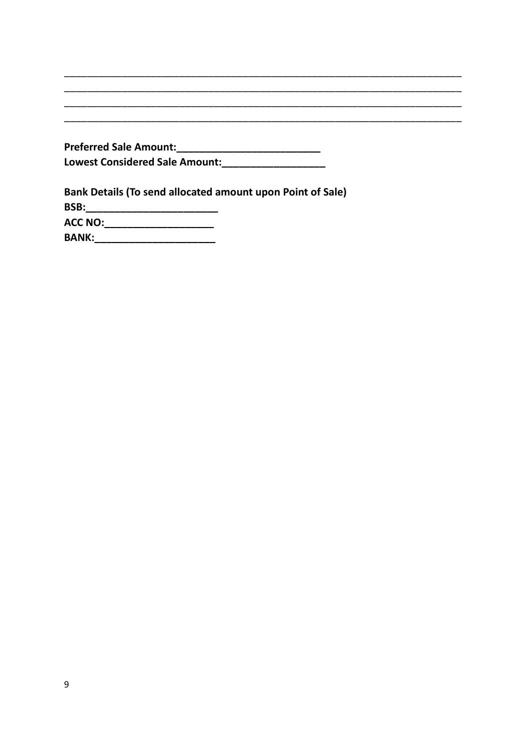\_\_\_\_\_\_\_\_\_\_\_\_\_\_\_\_\_\_\_\_\_\_\_\_\_\_\_\_\_\_\_\_\_\_\_\_\_\_\_\_\_\_\_\_\_\_\_\_\_\_\_\_\_\_\_\_\_\_\_\_\_\_\_\_\_\_\_\_\_\_\_\_\_\_
\_\_\_\_\_\_\_\_\_\_\_\_\_\_\_\_\_\_\_\_\_\_\_\_\_\_\_\_\_\_\_\_\_\_\_\_\_\_\_\_\_\_\_\_\_\_\_\_\_\_\_\_\_\_\_\_\_\_\_\_\_\_\_\_\_\_\_\_\_\_\_\_\_\_
\_\_\_\_\_\_\_\_\_\_\_\_\_\_\_\_\_\_\_\_\_\_\_\_\_\_\_\_\_\_\_\_\_\_\_\_\_\_\_\_\_\_\_\_\_\_\_\_\_\_\_\_\_\_\_\_\_\_\_\_\_\_\_\_\_\_\_\_\_\_\_\_\_\_
\_\_\_\_\_\_\_\_\_\_\_\_\_\_\_\_\_\_\_\_\_\_\_\_\_\_\_\_\_\_\_\_\_\_\_\_\_\_\_\_\_\_\_\_\_\_\_\_\_\_\_\_\_\_\_\_\_\_\_\_\_\_\_\_\_\_\_\_\_\_\_\_\_\_

**Preferred Sale Amount:\_\_\_\_\_\_\_\_\_\_\_\_\_\_\_\_\_\_\_\_\_\_\_\_\_\_**
**Lowest Considered Sale Amount:\_\_\_\_\_\_\_\_\_\_\_\_\_\_\_\_\_\_\_**

**Bank Details (To send allocated amount upon Point of Sale)**
**BSB:\_\_\_\_\_\_\_\_\_\_\_\_\_\_\_\_\_\_\_\_\_\_\_\_**
**ACC NO:\_\_\_\_\_\_\_\_\_\_\_\_\_\_\_\_\_\_\_\_**
**BANK:\_\_\_\_\_\_\_\_\_\_\_\_\_\_\_\_\_\_\_\_\_\_**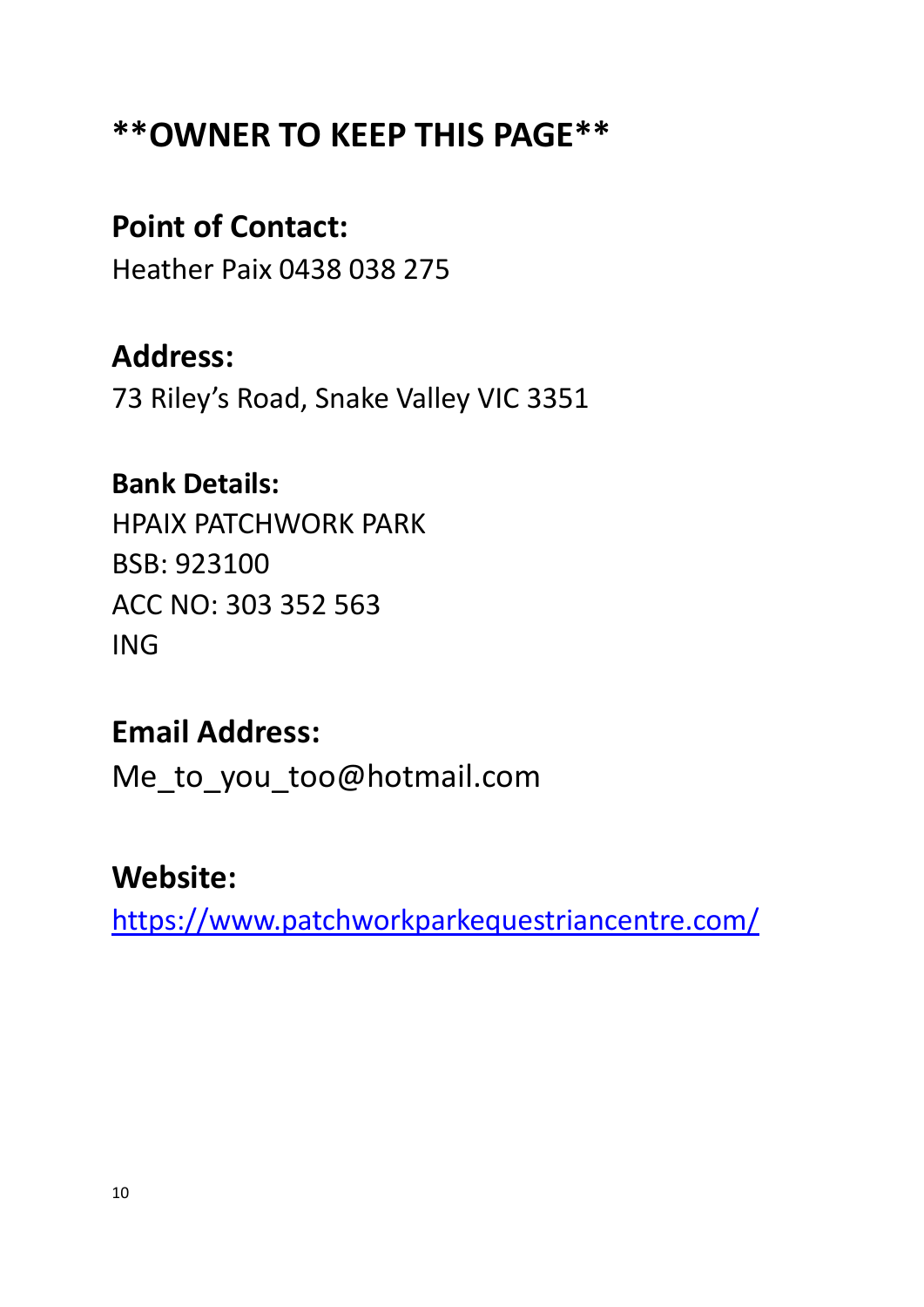## **OWNER TO KEEP THIS PAGE**

**Point of Contact:**

Heather Paix 0438 038 275

**Address:**

73 Riley's Road, Snake Valley VIC 3351

**Bank Details:**

HPAIX PATCHWORK PARK
BSB: 923100
ACC NO: 303 352 563
ING

**Email Address:**

Me_to_you_too@hotmail.com

**Website:**

[https://www.patchworkparkequestriancentre.com/](https://www.patchworkparkequestriancentre.com/)